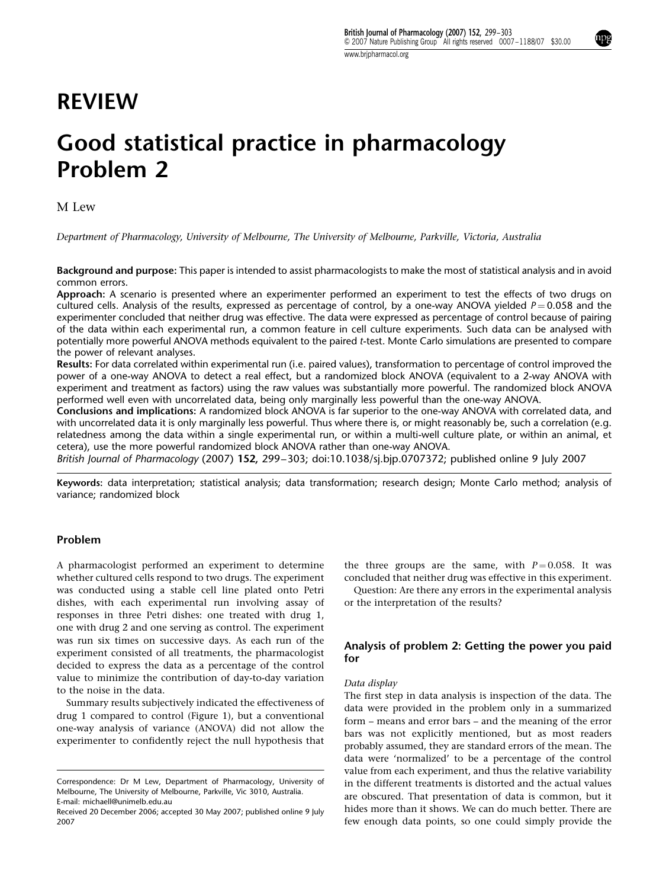# REVIEW

# Good statistical practice in pharmacology Problem 2

M Lew

*Department of Pharmacology, University of Melbourne, The University of Melbourne, Parkville, Victoria, Australia*

**Background and purpose:** This paper is intended to assist pharmacologists to make the most of statistical analysis and in avoid common errors.

**Approach:** A scenario is presented where an experimenter performed an experiment to test the effects of two drugs on cultured cells. Analysis of the results, expressed as percentage of control, by a one-way ANOVA yielded $P = 0.058$ and the experimenter concluded that neither drug was effective. The data were expressed as percentage of control because of pairing of the data within each experimental run, a common feature in cell culture experiments. Such data can be analysed with potentially more powerful ANOVA methods equivalent to the paired *t*-test. Monte Carlo simulations are presented to compare the power of relevant analyses.

**Results:** For data correlated within experimental run (i.e. paired values), transformation to percentage of control improved the power of a one-way ANOVA to detect a real effect, but a randomized block ANOVA (equivalent to a 2-way ANOVA with experiment and treatment as factors) using the raw values was substantially more powerful. The randomized block ANOVA performed well even with uncorrelated data, being only marginally less powerful than the one-way ANOVA.

**Conclusions and implications:** A randomized block ANOVA is far superior to the one-way ANOVA with correlated data, and with uncorrelated data it is only marginally less powerful. Thus where there is, or might reasonably be, such a correlation (e.g. relatedness among the data within a single experimental run, or within a multi-well culture plate, or within an animal, et cetera), use the more powerful randomized block ANOVA rather than one-way ANOVA.

*British Journal of Pharmacology* (2007) **152**, 299–303; doi:10.1038/sj.bjp.0707372; published online 9 July 2007

**Keywords:** data interpretation; statistical analysis; data transformation; research design; Monte Carlo method; analysis of variance; randomized block

## Problem

A pharmacologist performed an experiment to determine whether cultured cells respond to two drugs. The experiment was conducted using a stable cell line plated onto Petri dishes, with each experimental run involving assay of responses in three Petri dishes: one treated with drug 1, one with drug 2 and one serving as control. The experiment was run six times on successive days. As each run of the experiment consisted of all treatments, the pharmacologist decided to express the data as a percentage of the control value to minimize the contribution of day-to-day variation to the noise in the data.

Summary results subjectively indicated the effectiveness of drug 1 compared to control (Figure 1), but a conventional one-way analysis of variance (ANOVA) did not allow the experimenter to confidently reject the null hypothesis that the three groups are the same, with $P = 0.058$. It was concluded that neither drug was effective in this experiment.

Question: Are there any errors in the experimental analysis or the interpretation of the results?

## Analysis of problem 2: Getting the power you paid for

### *Data display*

The first step in data analysis is inspection of the data. The data were provided in the problem only in a summarized form – means and error bars – and the meaning of the error bars was not explicitly mentioned, but as most readers probably assumed, they are standard errors of the mean. The data were 'normalized' to be a percentage of the control value from each experiment, and thus the relative variability in the different treatments is distorted and the actual values are obscured. That presentation of data is common, but it hides more than it shows. We can do much better. There are few enough data points, so one could simply provide the

Correspondence: Dr M Lew, Department of Pharmacology, University of Melbourne, The University of Melbourne, Parkville, Vic 3010, Australia. E-mail: michaell@unimelb.edu.au

Received 20 December 2006; accepted 30 May 2007; published online 9 July 2007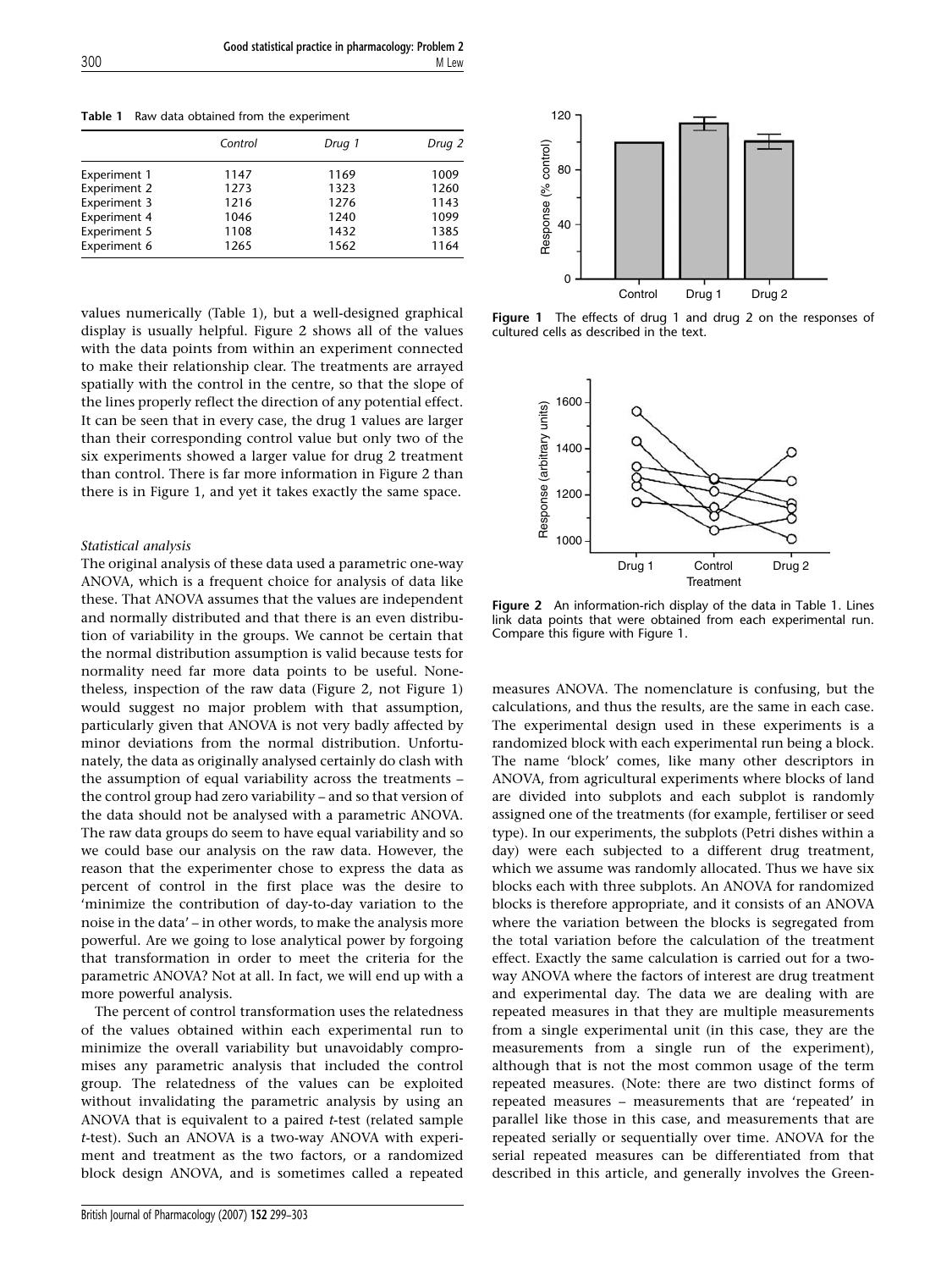**Table 1** Raw data obtained from the experiment

| | Control | Drug 1 | Drug 2 |
|---|---|---|---|
| Experiment 1 | 1147 | 1169 | 1009 |
| Experiment 2 | 1273 | 1323 | 1260 |
| Experiment 3 | 1216 | 1276 | 1143 |
| Experiment 4 | 1046 | 1240 | 1099 |
| Experiment 5 | 1108 | 1432 | 1385 |
| Experiment 6 | 1265 | 1562 | 1164 |

values numerically (Table 1), but a well-designed graphical display is usually helpful. Figure 2 shows all of the values with the data points from within an experiment connected to make their relationship clear. The treatments are arrayed spatially with the control in the centre, so that the slope of the lines properly reflect the direction of any potential effect. It can be seen that in every case, the drug 1 values are larger than their corresponding control value but only two of the six experiments showed a larger value for drug 2 treatment than control. There is far more information in Figure 2 than there is in Figure 1, and yet it takes exactly the same space.

**Figure 1** The effects of drug 1 and drug 2 on the responses of cultured cells as described in the text.

**Figure 2** An information-rich display of the data in Table 1. Lines link data points that were obtained from each experimental run. Compare this figure with Figure 1.

*Statistical analysis*

The original analysis of these data used a parametric one-way ANOVA, which is a frequent choice for analysis of data like these. That ANOVA assumes that the values are independent and normally distributed and that there is an even distribution of variability in the groups. We cannot be certain that the normal distribution assumption is valid because tests for normality need far more data points to be useful. Nonetheless, inspection of the raw data (Figure 2, not Figure 1) would suggest no major problem with that assumption, particularly given that ANOVA is not very badly affected by minor deviations from the normal distribution. Unfortunately, the data as originally analysed certainly do clash with the assumption of equal variability across the treatments – the control group had zero variability – and so that version of the data should not be analysed with a parametric ANOVA. The raw data groups do seem to have equal variability and so we could base our analysis on the raw data. However, the reason that the experimenter chose to express the data as percent of control in the first place was the desire to 'minimize the contribution of day-to-day variation to the noise in the data' – in other words, to make the analysis more powerful. Are we going to lose analytical power by forgoing that transformation in order to meet the criteria for the parametric ANOVA? Not at all. In fact, we will end up with a more powerful analysis.

The percent of control transformation uses the relatedness of the values obtained within each experimental run to minimize the overall variability but unavoidably compromises any parametric analysis that included the control group. The relatedness of the values can be exploited without invalidating the parametric analysis by using an ANOVA that is equivalent to a paired *t*-test (related sample *t*-test). Such an ANOVA is a two-way ANOVA with experiment and treatment as the two factors, or a randomized block design ANOVA, and is sometimes called a repeated measures ANOVA. The nomenclature is confusing, but the calculations, and thus the results, are the same in each case. The experimental design used in these experiments is a randomized block with each experimental run being a block. The name 'block' comes, like many other descriptors in ANOVA, from agricultural experiments where blocks of land are divided into subplots and each subplot is randomly assigned one of the treatments (for example, fertiliser or seed type). In our experiments, the subplots (Petri dishes within a day) were each subjected to a different drug treatment, which we assume was randomly allocated. Thus we have six blocks each with three subplots. An ANOVA for randomized blocks is therefore appropriate, and it consists of an ANOVA where the variation between the blocks is segregated from the total variation before the calculation of the treatment effect. Exactly the same calculation is carried out for a two-way ANOVA where the factors of interest are drug treatment and experimental day. The data we are dealing with are repeated measures in that they are multiple measurements from a single experimental unit (in this case, they are the measurements from a single run of the experiment), although that is not the most common usage of the term repeated measures. (Note: there are two distinct forms of repeated measures – measurements that are 'repeated' in parallel like those in this case, and measurements that are repeated serially or sequentially over time. ANOVA for the serial repeated measures can be differentiated from that described in this article, and generally involves the Green-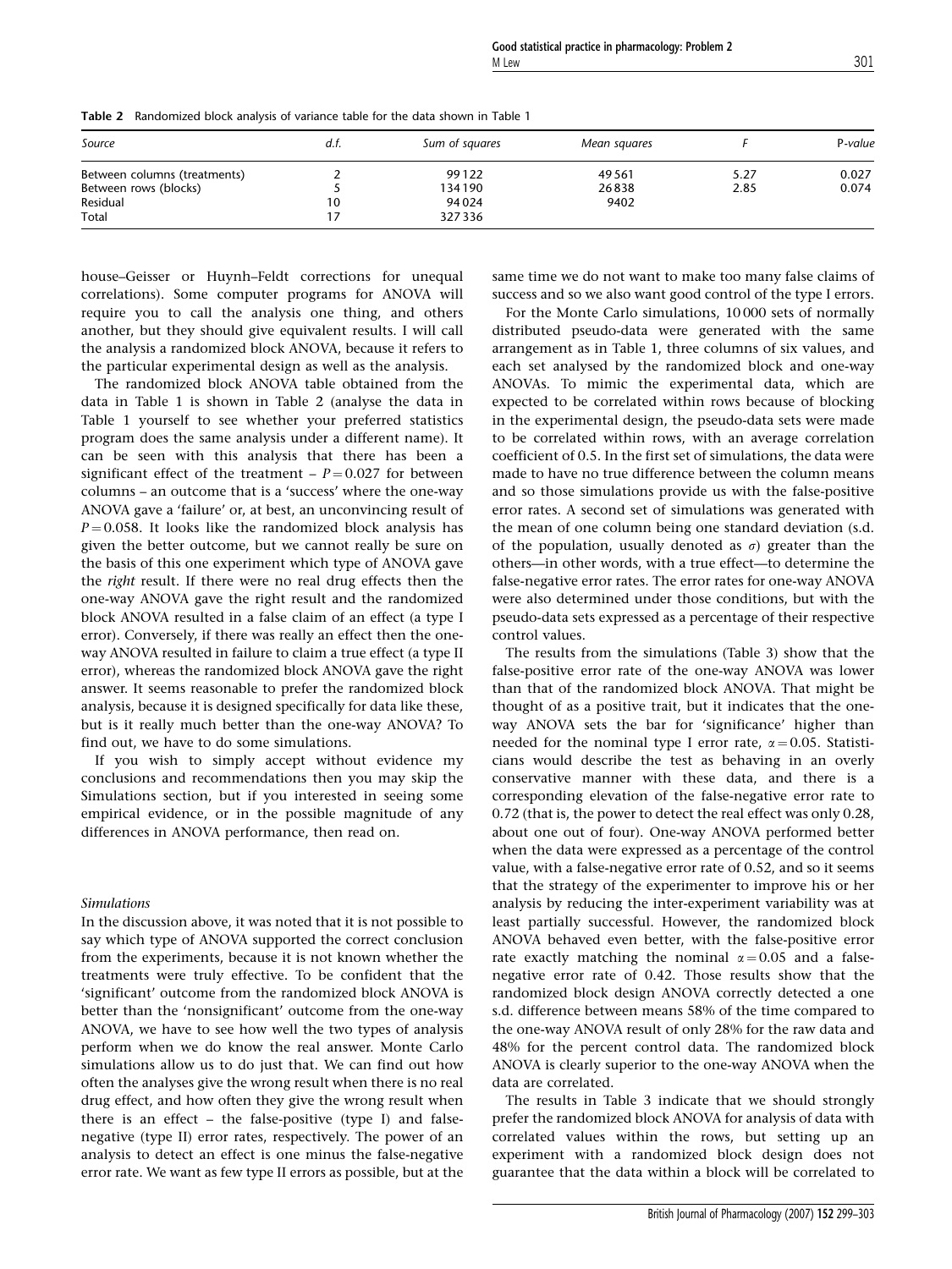**Table 2** Randomized block analysis of variance table for the data shown in Table 1

| *Source* | *d.f.* | *Sum of squares* | *Mean squares* | *F* | P*-value* |
|---|---|---|---|---|---|
| Between columns (treatments) | 2 | 99 122 | 49 561 | 5.27 | 0.027 |
| Between rows (blocks) | 5 | 134 190 | 26 838 | 2.85 | 0.074 |
| Residual | 10 | 94 024 | 9402 | | |
| Total | 17 | 327 336 | | | |

house–Geisser or Huynh–Feldt corrections for unequal correlations). Some computer programs for ANOVA will require you to call the analysis one thing, and others another, but they should give equivalent results. I will call the analysis a randomized block ANOVA, because it refers to the particular experimental design as well as the analysis.

The randomized block ANOVA table obtained from the data in Table 1 is shown in Table 2 (analyse the data in Table 1 yourself to see whether your preferred statistics program does the same analysis under a different name). It can be seen with this analysis that there has been a significant effect of the treatment – $P = 0.027$ for between columns – an outcome that is a 'success' where the one-way ANOVA gave a 'failure' or, at best, an unconvincing result of $P = 0.058$. It looks like the randomized block analysis has given the better outcome, but we cannot really be sure on the basis of this one experiment which type of ANOVA gave the *right* result. If there were no real drug effects then the one-way ANOVA gave the right result and the randomized block ANOVA resulted in a false claim of an effect (a type I error). Conversely, if there was really an effect then the one-way ANOVA resulted in failure to claim a true effect (a type II error), whereas the randomized block ANOVA gave the right answer. It seems reasonable to prefer the randomized block analysis, because it is designed specifically for data like these, but is it really much better than the one-way ANOVA? To find out, we have to do some simulations.

If you wish to simply accept without evidence my conclusions and recommendations then you may skip the Simulations section, but if you interested in seeing some empirical evidence, or in the possible magnitude of any differences in ANOVA performance, then read on.

*Simulations*

In the discussion above, it was noted that it is not possible to say which type of ANOVA supported the correct conclusion from the experiments, because it is not known whether the treatments were truly effective. To be confident that the 'significant' outcome from the randomized block ANOVA is better than the 'nonsignificant' outcome from the one-way ANOVA, we have to see how well the two types of analysis perform when we do know the real answer. Monte Carlo simulations allow us to do just that. We can find out how often the analyses give the wrong result when there is no real drug effect, and how often they give the wrong result when there is an effect – the false-positive (type I) and false-negative (type II) error rates, respectively. The power of an analysis to detect an effect is one minus the false-negative error rate. We want as few type II errors as possible, but at the same time we do not want to make too many false claims of success and so we also want good control of the type I errors.

For the Monte Carlo simulations, 10 000 sets of normally distributed pseudo-data were generated with the same arrangement as in Table 1, three columns of six values, and each set analysed by the randomized block and one-way ANOVAs. To mimic the experimental data, which are expected to be correlated within rows because of blocking in the experimental design, the pseudo-data sets were made to be correlated within rows, with an average correlation coefficient of 0.5. In the first set of simulations, the data were made to have no true difference between the column means and so those simulations provide us with the false-positive error rates. A second set of simulations was generated with the mean of one column being one standard deviation (s.d. of the population, usually denoted as $\sigma$) greater than the others—in other words, with a true effect—to determine the false-negative error rates. The error rates for one-way ANOVA were also determined under those conditions, but with the pseudo-data sets expressed as a percentage of their respective control values.

The results from the simulations (Table 3) show that the false-positive error rate of the one-way ANOVA was lower than that of the randomized block ANOVA. That might be thought of as a positive trait, but it indicates that the one-way ANOVA sets the bar for 'significance' higher than needed for the nominal type I error rate, $\alpha = 0.05$. Statisticians would describe the test as behaving in an overly conservative manner with these data, and there is a corresponding elevation of the false-negative error rate to 0.72 (that is, the power to detect the real effect was only 0.28, about one out of four). One-way ANOVA performed better when the data were expressed as a percentage of the control value, with a false-negative error rate of 0.52, and so it seems that the strategy of the experimenter to improve his or her analysis by reducing the inter-experiment variability was at least partially successful. However, the randomized block ANOVA behaved even better, with the false-positive error rate exactly matching the nominal $\alpha = 0.05$ and a false-negative error rate of 0.42. Those results show that the randomized block design ANOVA correctly detected a one s.d. difference between means 58% of the time compared to the one-way ANOVA result of only 28% for the raw data and 48% for the percent control data. The randomized block ANOVA is clearly superior to the one-way ANOVA when the data are correlated.

The results in Table 3 indicate that we should strongly prefer the randomized block ANOVA for analysis of data with correlated values within the rows, but setting up an experiment with a randomized block design does not guarantee that the data within a block will be correlated to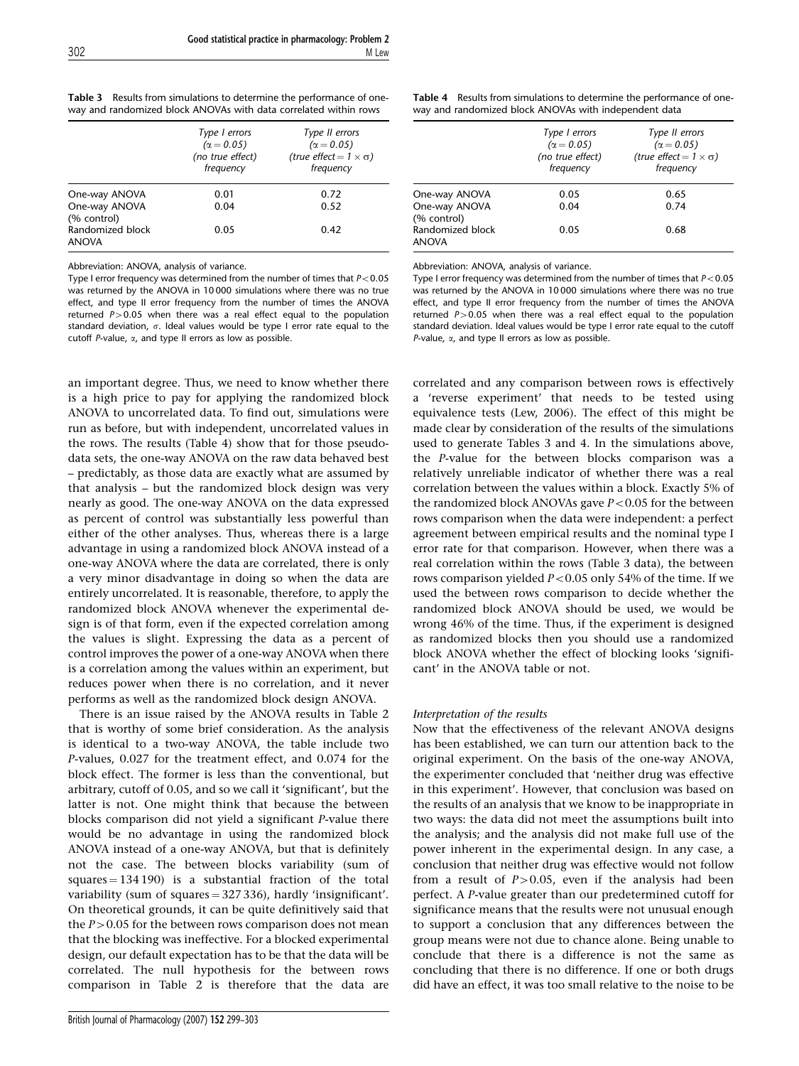**Table 3** Results from simulations to determine the performance of one-way and randomized block ANOVAs with data correlated within rows

| | *Type I errors ($\alpha = 0.05$) (no true effect) frequency* | *Type II errors ($\alpha = 0.05$) (true effect $= 1 \times \sigma$) frequency* |
|---|---|---|
| One-way ANOVA | 0.01 | 0.72 |
| One-way ANOVA (% control) | 0.04 | 0.52 |
| Randomized block ANOVA | 0.05 | 0.42 |

Abbreviation: ANOVA, analysis of variance.
Type I error frequency was determined from the number of times that $P<0.05$ was returned by the ANOVA in 10 000 simulations where there was no true effect, and type II error frequency from the number of times the ANOVA returned $P>0.05$ when there was a real effect equal to the population standard deviation, $\sigma$. Ideal values would be type I error rate equal to the cutoff $P$-value, $\alpha$, and type II errors as low as possible.

**Table 4** Results from simulations to determine the performance of one-way and randomized block ANOVAs with independent data

| | *Type I errors ($\alpha = 0.05$) (no true effect) frequency* | *Type II errors ($\alpha = 0.05$) (true effect $= 1 \times \sigma$) frequency* |
|---|---|---|
| One-way ANOVA | 0.05 | 0.65 |
| One-way ANOVA (% control) | 0.04 | 0.74 |
| Randomized block ANOVA | 0.05 | 0.68 |

Abbreviation: ANOVA, analysis of variance.
Type I error frequency was determined from the number of times that $P<0.05$ was returned by the ANOVA in 10 000 simulations where there was no true effect, and type II error frequency from the number of times the ANOVA returned $P>0.05$ when there was a real effect equal to the population standard deviation. Ideal values would be type I error rate equal to the cutoff $P$-value, $\alpha$, and type II errors as low as possible.

an important degree. Thus, we need to know whether there is a high price to pay for applying the randomized block ANOVA to uncorrelated data. To find out, simulations were run as before, but with independent, uncorrelated values in the rows. The results (Table 4) show that for those pseudo-data sets, the one-way ANOVA on the raw data behaved best – predictably, as those data are exactly what are assumed by that analysis – but the randomized block design was very nearly as good. The one-way ANOVA on the data expressed as percent of control was substantially less powerful than either of the other analyses. Thus, whereas there is a large advantage in using a randomized block ANOVA instead of a one-way ANOVA where the data are correlated, there is only a very minor disadvantage in doing so when the data are entirely uncorrelated. It is reasonable, therefore, to apply the randomized block ANOVA whenever the experimental design is of that form, even if the expected correlation among the values is slight. Expressing the data as a percent of control improves the power of a one-way ANOVA when there is a correlation among the values within an experiment, but reduces power when there is no correlation, and it never performs as well as the randomized block design ANOVA.

There is an issue raised by the ANOVA results in Table 2 that is worthy of some brief consideration. As the analysis is identical to a two-way ANOVA, the table include two $P$-values, 0.027 for the treatment effect, and 0.074 for the block effect. The former is less than the conventional, but arbitrary, cutoff of 0.05, and so we call it 'significant', but the latter is not. One might think that because the between blocks comparison did not yield a significant $P$-value there would be no advantage in using the randomized block ANOVA instead of a one-way ANOVA, but that is definitely not the case. The between blocks variability (sum of squares = 134 190) is a substantial fraction of the total variability (sum of squares = 327 336), hardly 'insignificant'. On theoretical grounds, it can be quite definitively said that the $P>0.05$ for the between rows comparison does not mean that the blocking was ineffective. For a blocked experimental design, our default expectation has to be that the data will be correlated. The null hypothesis for the between rows comparison in Table 2 is therefore that the data are correlated and any comparison between rows is effectively a 'reverse experiment' that needs to be tested using equivalence tests (Lew, 2006). The effect of this might be made clear by consideration of the results of the simulations used to generate Tables 3 and 4. In the simulations above, the $P$-value for the between blocks comparison was a relatively unreliable indicator of whether there was a real correlation between the values within a block. Exactly 5% of the randomized block ANOVAs gave $P<0.05$ for the between rows comparison when the data were independent: a perfect agreement between empirical results and the nominal type I error rate for that comparison. However, when there was a real correlation within the rows (Table 3 data), the between rows comparison yielded $P<0.05$ only 54% of the time. If we used the between rows comparison to decide whether the randomized block ANOVA should be used, we would be wrong 46% of the time. Thus, if the experiment is designed as randomized blocks then you should use a randomized block ANOVA whether the effect of blocking looks 'significant' in the ANOVA table or not.

*Interpretation of the results*

Now that the effectiveness of the relevant ANOVA designs has been established, we can turn our attention back to the original experiment. On the basis of the one-way ANOVA, the experimenter concluded that 'neither drug was effective in this experiment'. However, that conclusion was based on the results of an analysis that we know to be inappropriate in two ways: the data did not meet the assumptions built into the analysis; and the analysis did not make full use of the power inherent in the experimental design. In any case, a conclusion that neither drug was effective would not follow from a result of $P>0.05$, even if the analysis had been perfect. A $P$-value greater than our predetermined cutoff for significance means that the results were not unusual enough to support a conclusion that any differences between the group means were not due to chance alone. Being unable to conclude that there is a difference is not the same as concluding that there is no difference. If one or both drugs did have an effect, it was too small relative to the noise to be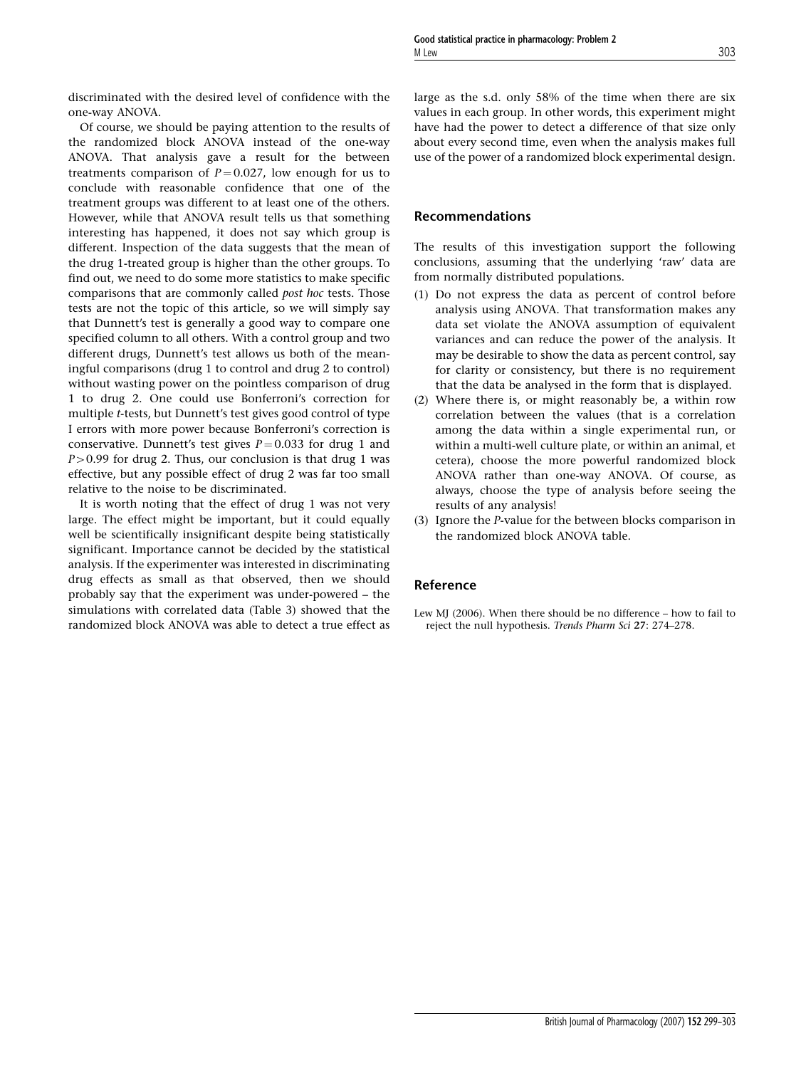discriminated with the desired level of confidence with the one-way ANOVA.

Of course, we should be paying attention to the results of the randomized block ANOVA instead of the one-way ANOVA. That analysis gave a result for the between treatments comparison of $P = 0.027$, low enough for us to conclude with reasonable confidence that one of the treatment groups was different to at least one of the others. However, while that ANOVA result tells us that something interesting has happened, it does not say which group is different. Inspection of the data suggests that the mean of the drug 1-treated group is higher than the other groups. To find out, we need to do some more statistics to make specific comparisons that are commonly called *post hoc* tests. Those tests are not the topic of this article, so we will simply say that Dunnett's test is generally a good way to compare one specified column to all others. With a control group and two different drugs, Dunnett's test allows us both of the meaningful comparisons (drug 1 to control and drug 2 to control) without wasting power on the pointless comparison of drug 1 to drug 2. One could use Bonferroni's correction for multiple *t*-tests, but Dunnett's test gives good control of type I errors with more power because Bonferroni's correction is conservative. Dunnett's test gives $P = 0.033$ for drug 1 and $P > 0.99$ for drug 2. Thus, our conclusion is that drug 1 was effective, but any possible effect of drug 2 was far too small relative to the noise to be discriminated.

It is worth noting that the effect of drug 1 was not very large. The effect might be important, but it could equally well be scientifically insignificant despite being statistically significant. Importance cannot be decided by the statistical analysis. If the experimenter was interested in discriminating drug effects as small as that observed, then we should probably say that the experiment was under-powered – the simulations with correlated data (Table 3) showed that the randomized block ANOVA was able to detect a true effect as large as the s.d. only 58% of the time when there are six values in each group. In other words, this experiment might have had the power to detect a difference of that size only about every second time, even when the analysis makes full use of the power of a randomized block experimental design.

## Recommendations

The results of this investigation support the following conclusions, assuming that the underlying 'raw' data are from normally distributed populations.

(1) Do not express the data as percent of control before analysis using ANOVA. That transformation makes any data set violate the ANOVA assumption of equivalent variances and can reduce the power of the analysis. It may be desirable to show the data as percent control, say for clarity or consistency, but there is no requirement that the data be analysed in the form that is displayed.

(2) Where there is, or might reasonably be, a within row correlation between the values (that is a correlation among the data within a single experimental run, or within a multi-well culture plate, or within an animal, et cetera), choose the more powerful randomized block ANOVA rather than one-way ANOVA. Of course, as always, choose the type of analysis before seeing the results of any analysis!

(3) Ignore the *P*-value for the between blocks comparison in the randomized block ANOVA table.

## Reference

Lew MJ (2006). When there should be no difference – how to fail to reject the null hypothesis. *Trends Pharm Sci* **27**: 274–278.